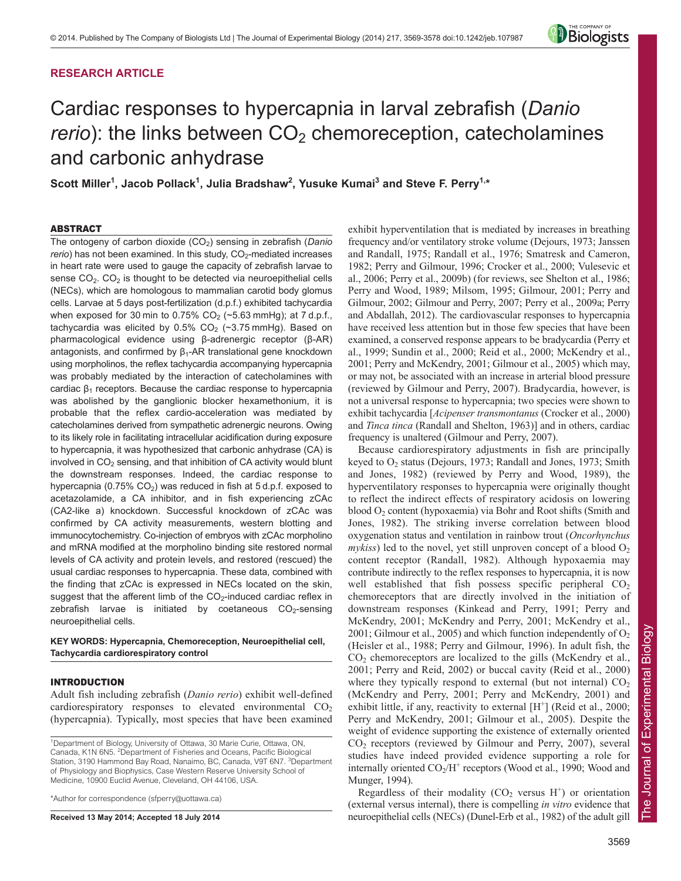**RESEARCH ARTICLE**

# Cardiac responses to hypercapnia in larval zebrafish (*Danio rerio*): the links between $CO_2$ chemoreception, catecholamines and carbonic anhydrase

**Scott Miller[1], Jacob Pollack[1], Julia Bradshaw[2], Yusuke Kumai[3] and Steve F. Perry[1,*]**

## ABSTRACT

The ontogeny of carbon dioxide ($CO_2$) sensing in zebrafish (*Danio rerio*) has not been examined. In this study, $CO_2$-mediated increases in heart rate were used to gauge the capacity of zebrafish larvae to sense $CO_2$. $CO_2$ is thought to be detected via neuroepithelial cells (NECs), which are homologous to mammalian carotid body glomus cells. Larvae at 5 days post-fertilization (d.p.f.) exhibited tachycardia when exposed for 30 min to 0.75% $CO_2$ (~5.63 mmHg); at 7 d.p.f., tachycardia was elicited by 0.5% $CO_2$ (~3.75 mmHg). Based on pharmacological evidence using β-adrenergic receptor (β-AR) antagonists, and confirmed by $\beta_1$-AR translational gene knockdown using morpholinos, the reflex tachycardia accompanying hypercapnia was probably mediated by the interaction of catecholamines with cardiac $\beta_1$ receptors. Because the cardiac response to hypercapnia was abolished by the ganglionic blocker hexamethonium, it is probable that the reflex cardio-acceleration was mediated by catecholamines derived from sympathetic adrenergic neurons. Owing to its likely role in facilitating intracellular acidification during exposure to hypercapnia, it was hypothesized that carbonic anhydrase (CA) is involved in $CO_2$ sensing, and that inhibition of CA activity would blunt the downstream responses. Indeed, the cardiac response to hypercapnia (0.75% $CO_2$) was reduced in fish at 5 d.p.f. exposed to acetazolamide, a CA inhibitor, and in fish experiencing zCAc (CA2-like a) knockdown. Successful knockdown of zCAc was confirmed by CA activity measurements, western blotting and immunocytochemistry. Co-injection of embryos with zCAc morpholino and mRNA modified at the morpholino binding site restored normal levels of CA activity and protein levels, and restored (rescued) the usual cardiac responses to hypercapnia. These data, combined with the finding that zCAc is expressed in NECs located on the skin, suggest that the afferent limb of the $CO_2$-induced cardiac reflex in zebrafish larvae is initiated by coetaneous $CO_2$-sensing neuroepithelial cells.

**KEY WORDS: Hypercapnia, Chemoreception, Neuroepithelial cell, Tachycardia cardiorespiratory control**

## INTRODUCTION

Adult fish including zebrafish (*Danio rerio*) exhibit well-defined cardiorespiratory responses to elevated environmental $CO_2$ (hypercapnia). Typically, most species that have been examined exhibit hyperventilation that is mediated by increases in breathing frequency and/or ventilatory stroke volume (Dejours, 1973; Janssen and Randall, 1975; Randall et al., 1976; Smatresk and Cameron, 1982; Perry and Gilmour, 1996; Crocker et al., 2000; Vulesevic et al., 2006; Perry et al., 2009b) (for reviews, see Shelton et al., 1986; Perry and Wood, 1989; Milsom, 1995; Gilmour, 2001; Perry and Gilmour, 2002; Gilmour and Perry, 2007; Perry et al., 2009a; Perry and Abdallah, 2012). The cardiovascular responses to hypercapnia have received less attention but in those few species that have been examined, a conserved response appears to be bradycardia (Perry et al., 1999; Sundin et al., 2000; Reid et al., 2000; McKendry et al., 2001; Perry and McKendry, 2001; Gilmour et al., 2005) which may, or may not, be associated with an increase in arterial blood pressure (reviewed by Gilmour and Perry, 2007). Bradycardia, however, is not a universal response to hypercapnia; two species were shown to exhibit tachycardia [*Acipenser transmontanus* (Crocker et al., 2000) and *Tinca tinca* (Randall and Shelton, 1963)] and in others, cardiac frequency is unaltered (Gilmour and Perry, 2007).

Because cardiorespiratory adjustments in fish are principally keyed to $O_2$ status (Dejours, 1973; Randall and Jones, 1973; Smith and Jones, 1982) (reviewed by Perry and Wood, 1989), the hyperventilatory responses to hypercapnia were originally thought to reflect the indirect effects of respiratory acidosis on lowering blood $O_2$ content (hypoxaemia) via Bohr and Root shifts (Smith and Jones, 1982). The striking inverse correlation between blood oxygenation status and ventilation in rainbow trout (*Oncorhynchus mykiss*) led to the novel, yet still unproven concept of a blood $O_2$ content receptor (Randall, 1982). Although hypoxaemia may contribute indirectly to the reflex responses to hypercapnia, it is now well established that fish possess specific peripheral $CO_2$ chemoreceptors that are directly involved in the initiation of downstream responses (Kinkead and Perry, 1991; Perry and McKendry, 2001; McKendry and Perry, 2001; McKendry et al., 2001; Gilmour et al., 2005) and which function independently of $O_2$ (Heisler et al., 1988; Perry and Gilmour, 1996). In adult fish, the $CO_2$ chemoreceptors are localized to the gills (McKendry et al., 2001; Perry and Reid, 2002) or buccal cavity (Reid et al., 2000) where they typically respond to external (but not internal) $CO_2$ (McKendry and Perry, 2001; Perry and McKendry, 2001) and exhibit little, if any, reactivity to external [$H^+$] (Reid et al., 2000; Perry and McKendry, 2001; Gilmour et al., 2005). Despite the weight of evidence supporting the existence of externally oriented $CO_2$ receptors (reviewed by Gilmour and Perry, 2007), several studies have indeed provided evidence supporting a role for internally oriented $CO_2/H^+$ receptors (Wood et al., 1990; Wood and Munger, 1994).

Regardless of their modality ($CO_2$ versus $H^+$) or orientation (external versus internal), there is compelling *in vitro* evidence that neuroepithelial cells (NECs) (Dunel-Erb et al., 1982) of the adult gill

---

[1]Department of Biology, University of Ottawa, 30 Marie Curie, Ottawa, ON, Canada, K1N 6N5. [2]Department of Fisheries and Oceans, Pacific Biological Station, 3190 Hammond Bay Road, Nanaimo, BC, Canada, V9T 6N7. [3]Department of Physiology and Biophysics, Case Western Reserve University School of Medicine, 10900 Euclid Avenue, Cleveland, OH 44106, USA.

*Author for correspondence (sfperry@uottawa.ca)

**Received 13 May 2014; Accepted 18 July 2014**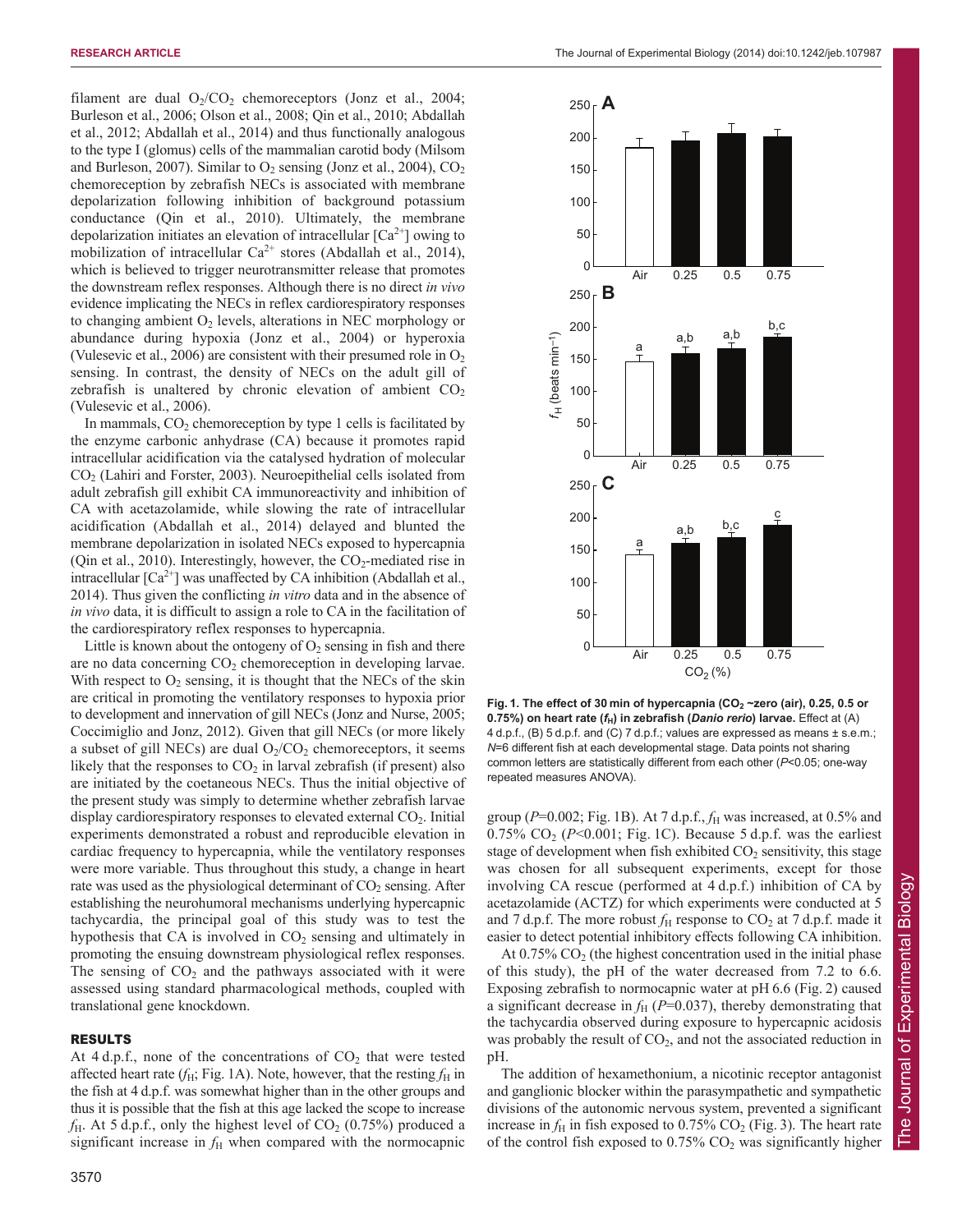filament are dual $O_2$/$CO_2$ chemoreceptors (Jonz et al., 2004; Burleson et al., 2006; Olson et al., 2008; Qin et al., 2010; Abdallah et al., 2012; Abdallah et al., 2014) and thus functionally analogous to the type I (glomus) cells of the mammalian carotid body (Milsom and Burleson, 2007). Similar to $O_2$ sensing (Jonz et al., 2004), $CO_2$ chemoreception by zebrafish NECs is associated with membrane depolarization following inhibition of background potassium conductance (Qin et al., 2010). Ultimately, the membrane depolarization initiates an elevation of intracellular [$Ca^{2+}$] owing to mobilization of intracellular $Ca^{2+}$ stores (Abdallah et al., 2014), which is believed to trigger neurotransmitter release that promotes the downstream reflex responses. Although there is no direct *in vivo* evidence implicating the NECs in reflex cardiorespiratory responses to changing ambient $O_2$ levels, alterations in NEC morphology or abundance during hypoxia (Jonz et al., 2004) or hyperoxia (Vulesevic et al., 2006) are consistent with their presumed role in $O_2$ sensing. In contrast, the density of NECs on the adult gill of zebrafish is unaltered by chronic elevation of ambient $CO_2$ (Vulesevic et al., 2006).

In mammals, $CO_2$ chemoreception by type 1 cells is facilitated by the enzyme carbonic anhydrase (CA) because it promotes rapid intracellular acidification via the catalysed hydration of molecular $CO_2$ (Lahiri and Forster, 2003). Neuroepithelial cells isolated from adult zebrafish gill exhibit CA immunoreactivity and inhibition of CA with acetazolamide, while slowing the rate of intracellular acidification (Abdallah et al., 2014) delayed and blunted the membrane depolarization in isolated NECs exposed to hypercapnia (Qin et al., 2010). Interestingly, however, the $CO_2$-mediated rise in intracellular [$Ca^{2+}$] was unaffected by CA inhibition (Abdallah et al., 2014). Thus given the conflicting *in vitro* data and in the absence of *in vivo* data, it is difficult to assign a role to CA in the facilitation of the cardiorespiratory reflex responses to hypercapnia.

Little is known about the ontogeny of $O_2$ sensing in fish and there are no data concerning $CO_2$ chemoreception in developing larvae. With respect to $O_2$ sensing, it is thought that the NECs of the skin are critical in promoting the ventilatory responses to hypoxia prior to development and innervation of gill NECs (Jonz and Nurse, 2005; Coccimiglio and Jonz, 2012). Given that gill NECs (or more likely a subset of gill NECs) are dual $O_2$/$CO_2$ chemoreceptors, it seems likely that the responses to $CO_2$ in larval zebrafish (if present) also are initiated by the coetaneous NECs. Thus the initial objective of the present study was simply to determine whether zebrafish larvae display cardiorespiratory responses to elevated external $CO_2$. Initial experiments demonstrated a robust and reproducible elevation in cardiac frequency to hypercapnia, while the ventilatory responses were more variable. Thus throughout this study, a change in heart rate was used as the physiological determinant of $CO_2$ sensing. After establishing the neurohumoral mechanisms underlying hypercapnic tachycardia, the principal goal of this study was to test the hypothesis that CA is involved in $CO_2$ sensing and ultimately in promoting the ensuing downstream physiological reflex responses. The sensing of $CO_2$ and the pathways associated with it were assessed using standard pharmacological methods, coupled with translational gene knockdown.

## RESULTS

At 4 d.p.f., none of the concentrations of $CO_2$ that were tested affected heart rate ($f_H$; Fig. 1A). Note, however, that the resting $f_H$ in the fish at 4 d.p.f. was somewhat higher than in the other groups and thus it is possible that the fish at this age lacked the scope to increase $f_H$. At 5 d.p.f., only the highest level of $CO_2$ (0.75%) produced a significant increase in $f_H$ when compared with the normocapnic group ($P$=0.002; Fig. 1B). At 7 d.p.f., $f_H$ was increased, at 0.5% and 0.75% $CO_2$ ($P$<0.001; Fig. 1C). Because 5 d.p.f. was the earliest stage of development when fish exhibited $CO_2$ sensitivity, this stage was chosen for all subsequent experiments, except for those involving CA rescue (performed at 4 d.p.f.) inhibition of CA by acetazolamide (ACTZ) for which experiments were conducted at 5 and 7 d.p.f. The more robust $f_H$ response to $CO_2$ at 7 d.p.f. made it easier to detect potential inhibitory effects following CA inhibition.

**Fig. 1. The effect of 30 min of hypercapnia ($CO_2$ ~zero (air), 0.25, 0.5 or 0.75%) on heart rate ($f_H$) in zebrafish (*Danio rerio*) larvae.** Effect at (A) 4 d.p.f., (B) 5 d.p.f. and (C) 7 d.p.f.; values are expressed as means ± s.e.m.; $N$=6 different fish at each developmental stage. Data points not sharing common letters are statistically different from each other ($P$<0.05; one-way repeated measures ANOVA).

At 0.75% $CO_2$ (the highest concentration used in the initial phase of this study), the pH of the water decreased from 7.2 to 6.6. Exposing zebrafish to normocapnic water at pH 6.6 (Fig. 2) caused a significant decrease in $f_H$ ($P$=0.037), thereby demonstrating that the tachycardia observed during exposure to hypercapnic acidosis was probably the result of $CO_2$, and not the associated reduction in pH.

The addition of hexamethonium, a nicotinic receptor antagonist and ganglionic blocker within the parasympathetic and sympathetic divisions of the autonomic nervous system, prevented a significant increase in $f_H$ in fish exposed to 0.75% $CO_2$ (Fig. 3). The heart rate of the control fish exposed to 0.75% $CO_2$ was significantly higher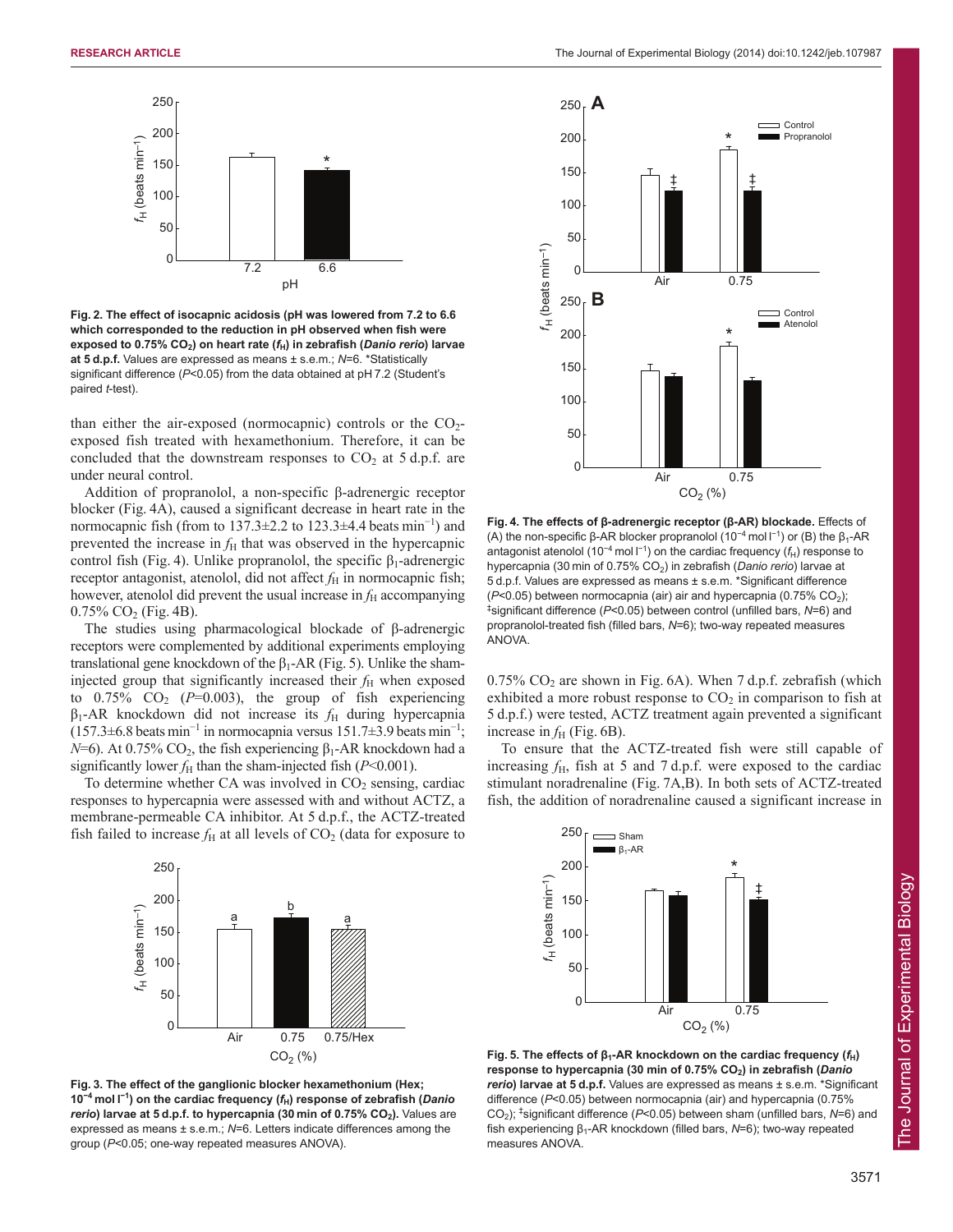**Fig. 2. The effect of isocapnic acidosis (pH was lowered from 7.2 to 6.6 which corresponded to the reduction in pH observed when fish were exposed to 0.75% $CO_2$) on heart rate ($f_H$) in zebrafish (*Danio rerio*) larvae at 5 d.p.f.** Values are expressed as means ± s.e.m.; *N*=6. *Statistically significant difference (*P*<0.05) from the data obtained at pH 7.2 (Student's paired *t*-test).

than either the air-exposed (normocapnic) controls or the $CO_2$-exposed fish treated with hexamethonium. Therefore, it can be concluded that the downstream responses to $CO_2$ at 5 d.p.f. are under neural control.

Addition of propranolol, a non-specific β-adrenergic receptor blocker (Fig. 4A), caused a significant decrease in heart rate in the normocapnic fish (from to 137.3±2.2 to 123.3±4.4 beats $min^{-1}$) and prevented the increase in $f_H$ that was observed in the hypercapnic control fish (Fig. 4). Unlike propranolol, the specific $\beta_1$-adrenergic receptor antagonist, atenolol, did not affect $f_H$ in normocapnic fish; however, atenolol did prevent the usual increase in $f_H$ accompanying 0.75% $CO_2$ (Fig. 4B).

The studies using pharmacological blockade of β-adrenergic receptors were complemented by additional experiments employing translational gene knockdown of the $\beta_1$-AR (Fig. 5). Unlike the sham-injected group that significantly increased their $f_H$ when exposed to 0.75% $CO_2$ (*P*=0.003), the group of fish experiencing $\beta_1$-AR knockdown did not increase its $f_H$ during hypercapnia (157.3±6.8 beats $min^{-1}$ in normocapnia versus 151.7±3.9 beats $min^{-1}$; *N*=6). At 0.75% $CO_2$, the fish experiencing $\beta_1$-AR knockdown had a significantly lower $f_H$ than the sham-injected fish (*P*<0.001).

To determine whether CA was involved in $CO_2$ sensing, cardiac responses to hypercapnia were assessed with and without ACTZ, a membrane-permeable CA inhibitor. At 5 d.p.f., the ACTZ-treated fish failed to increase $f_H$ at all levels of $CO_2$ (data for exposure to

**Fig. 3. The effect of the ganglionic blocker hexamethonium (Hex; $10^{-4}$ mol $l^{-1}$) on the cardiac frequency ($f_H$) response of zebrafish (*Danio rerio*) larvae at 5 d.p.f. to hypercapnia (30 min of 0.75% $CO_2$).** Values are expressed as means ± s.e.m.; *N*=6. Letters indicate differences among the group (*P*<0.05; one-way repeated measures ANOVA).

**Fig. 4. The effects of β-adrenergic receptor (β-AR) blockade.** Effects of (A) the non-specific β-AR blocker propranolol ($10^{-4}$ mol $l^{-1}$) or (B) the $\beta_1$-AR antagonist atenolol ($10^{-4}$ mol $l^{-1}$) on the cardiac frequency ($f_H$) response to hypercapnia (30 min of 0.75% $CO_2$) in zebrafish (*Danio rerio*) larvae at 5 d.p.f. Values are expressed as means ± s.e.m. *Significant difference (*P*<0.05) between normocapnia (air) air and hypercapnia (0.75% $CO_2$); ‡significant difference (*P*<0.05) between control (unfilled bars, *N*=6) and propranolol-treated fish (filled bars, *N*=6); two-way repeated measures ANOVA.

0.75% $CO_2$ are shown in Fig. 6A). When 7 d.p.f. zebrafish (which exhibited a more robust response to $CO_2$ in comparison to fish at 5 d.p.f.) were tested, ACTZ treatment again prevented a significant increase in $f_H$ (Fig. 6B).

To ensure that the ACTZ-treated fish were still capable of increasing $f_H$, fish at 5 and 7 d.p.f. were exposed to the cardiac stimulant noradrenaline (Fig. 7A,B). In both sets of ACTZ-treated fish, the addition of noradrenaline caused a significant increase in

**Fig. 5. The effects of $\beta_1$-AR knockdown on the cardiac frequency ($f_H$) response to hypercapnia (30 min of 0.75% $CO_2$) in zebrafish (*Danio rerio*) larvae at 5 d.p.f.** Values are expressed as means ± s.e.m. *Significant difference (*P*<0.05) between normocapnia (air) and hypercapnia (0.75% $CO_2$); ‡significant difference (*P*<0.05) between sham (unfilled bars, *N*=6) and fish experiencing $\beta_1$-AR knockdown (filled bars, *N*=6); two-way repeated measures ANOVA.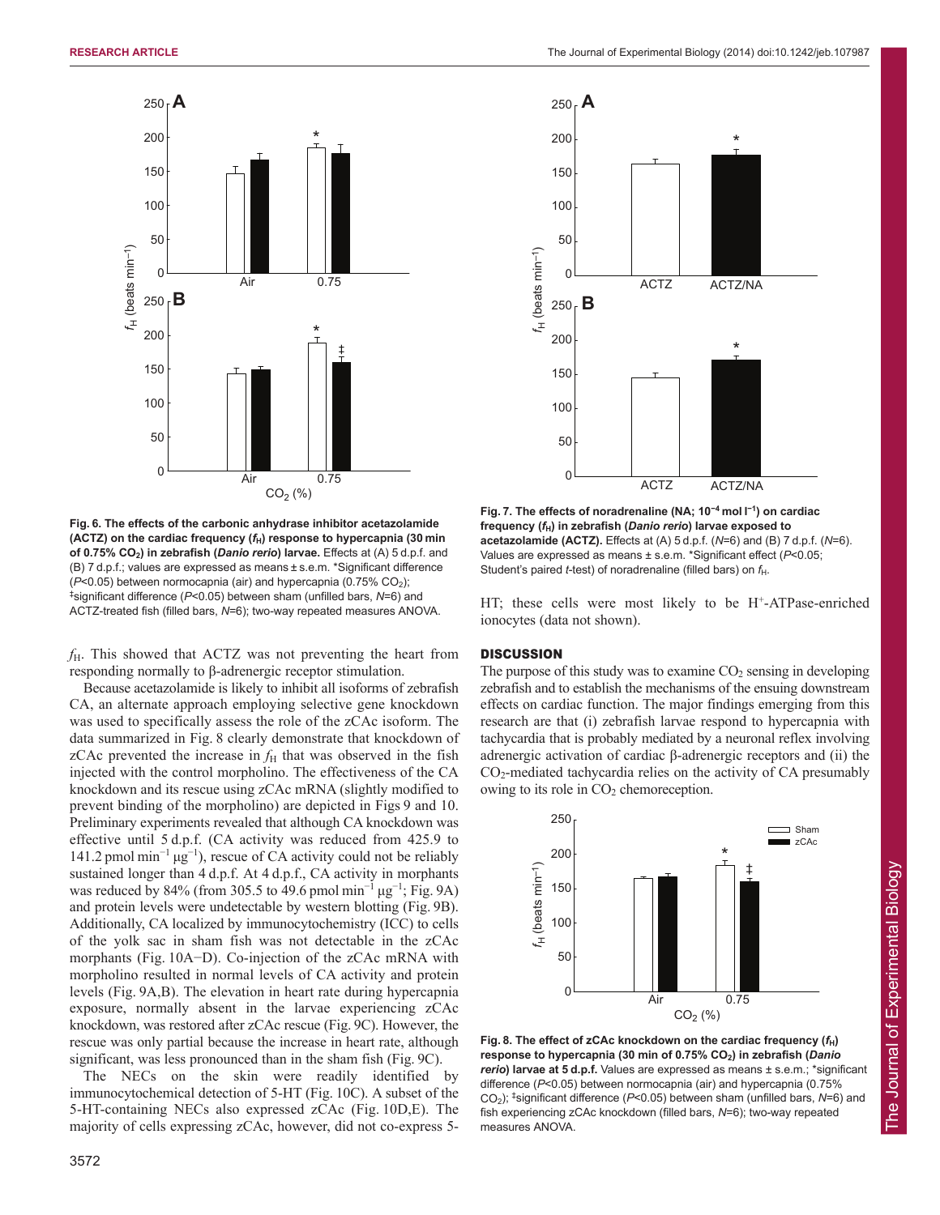**Fig. 6. The effects of the carbonic anhydrase inhibitor acetazolamide (ACTZ) on the cardiac frequency ($f_H$) response to hypercapnia (30 min of 0.75% $CO_2$) in zebrafish (*Danio rerio*) larvae.** Effects at (A) 5 d.p.f. and (B) 7 d.p.f.; values are expressed as means ± s.e.m. *Significant difference ($P$<0.05) between normocapnia (air) and hypercapnia (0.75% $CO_2$); ‡significant difference ($P$<0.05) between sham (unfilled bars, $N$=6) and ACTZ-treated fish (filled bars, $N$=6); two-way repeated measures ANOVA.

$f_H$. This showed that ACTZ was not preventing the heart from responding normally to β-adrenergic receptor stimulation.

Because acetazolamide is likely to inhibit all isoforms of zebrafish CA, an alternate approach employing selective gene knockdown was used to specifically assess the role of the zCAc isoform. The data summarized in Fig. 8 clearly demonstrate that knockdown of zCAc prevented the increase in $f_H$ that was observed in the fish injected with the control morpholino. The effectiveness of the CA knockdown and its rescue using zCAc mRNA (slightly modified to prevent binding of the morpholino) are depicted in Figs 9 and 10. Preliminary experiments revealed that although CA knockdown was effective until 5 d.p.f. (CA activity was reduced from 425.9 to 141.2 pmol $min^{-1}$ $\mu g^{-1}$), rescue of CA activity could not be reliably sustained longer than 4 d.p.f. At 4 d.p.f., CA activity in morphants was reduced by 84% (from 305.5 to 49.6 pmol $min^{-1}$ $\mu g^{-1}$; Fig. 9A) and protein levels were undetectable by western blotting (Fig. 9B). Additionally, CA localized by immunocytochemistry (ICC) to cells of the yolk sac in sham fish was not detectable in the zCAc morphants (Fig. 10A–D). Co-injection of the zCAc mRNA with morpholino resulted in normal levels of CA activity and protein levels (Fig. 9A,B). The elevation in heart rate during hypercapnia exposure, normally absent in the larvae experiencing zCAc knockdown, was restored after zCAc rescue (Fig. 9C). However, the rescue was only partial because the increase in heart rate, although significant, was less pronounced than in the sham fish (Fig. 9C).

The NECs on the skin were readily identified by immunocytochemical detection of 5-HT (Fig. 10C). A subset of the 5-HT-containing NECs also expressed zCAc (Fig. 10D,E). The majority of cells expressing zCAc, however, did not co-express 5-HT; these cells were most likely to be H$^+$-ATPase-enriched ionocytes (data not shown).

**Fig. 7. The effects of noradrenaline (NA; $10^{-4}$ mol $l^{-1}$) on cardiac frequency ($f_H$) in zebrafish (*Danio rerio*) larvae exposed to acetazolamide (ACTZ).** Effects at (A) 5 d.p.f. ($N$=6) and (B) 7 d.p.f. ($N$=6). Values are expressed as means ± s.e.m. *Significant effect ($P$<0.05; Student's paired $t$-test) of noradrenaline (filled bars) on $f_H$.

## DISCUSSION

The purpose of this study was to examine $CO_2$ sensing in developing zebrafish and to establish the mechanisms of the ensuing downstream effects on cardiac function. The major findings emerging from this research are that (i) zebrafish larvae respond to hypercapnia with tachycardia that is probably mediated by a neuronal reflex involving adrenergic activation of cardiac β-adrenergic receptors and (ii) the $CO_2$-mediated tachycardia relies on the activity of CA presumably owing to its role in $CO_2$ chemoreception.

**Fig. 8. The effect of zCAc knockdown on the cardiac frequency ($f_H$) response to hypercapnia (30 min of 0.75% $CO_2$) in zebrafish (*Danio rerio*) larvae at 5 d.p.f.** Values are expressed as means ± s.e.m.; *significant difference ($P$<0.05) between normocapnia (air) and hypercapnia (0.75% $CO_2$); ‡significant difference ($P$<0.05) between sham (unfilled bars, $N$=6) and fish experiencing zCAc knockdown (filled bars, $N$=6); two-way repeated measures ANOVA.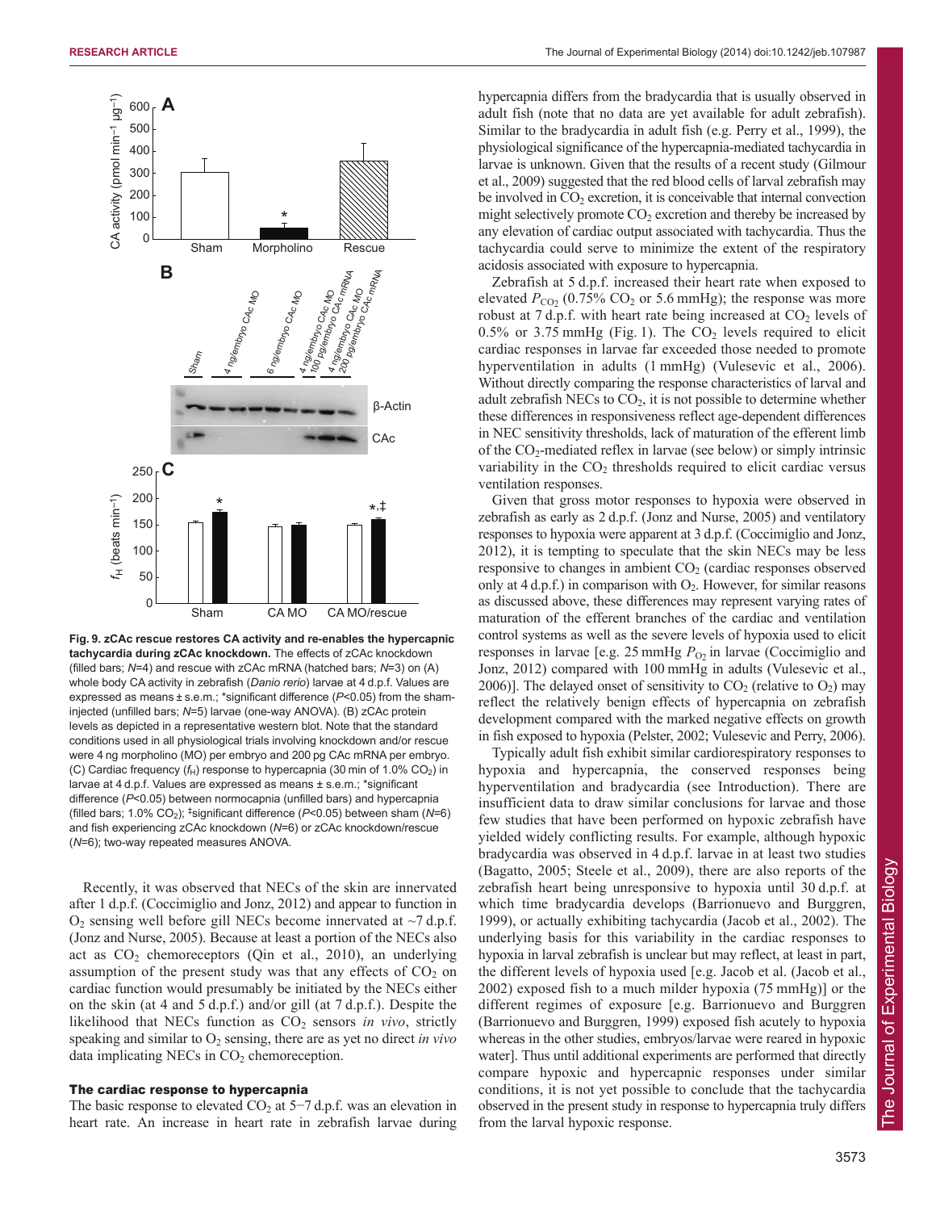Fig. 9. **zCAc rescue restores CA activity and re-enables the hypercapnic tachycardia during zCAc knockdown.** The effects of zCAc knockdown (filled bars; $N$=4) and rescue with zCAc mRNA (hatched bars; $N$=3) on (A) whole body CA activity in zebrafish (*Danio rerio*) larvae at 4 d.p.f. Values are expressed as means ± s.e.m.; *significant difference ($P$<0.05) from the sham-injected (unfilled bars; $N$=5) larvae (one-way ANOVA). (B) zCAc protein levels as depicted in a representative western blot. Note that the standard conditions used in all physiological trials involving knockdown and/or rescue were 4 ng morpholino (MO) per embryo and 200 pg CAc mRNA per embryo. (C) Cardiac frequency ($f_H$) response to hypercapnia (30 min of 1.0% $CO_2$) in larvae at 4 d.p.f. Values are expressed as means ± s.e.m.; *significant difference ($P$<0.05) between normocapnia (unfilled bars) and hypercapnia (filled bars; 1.0% $CO_2$); ‡significant difference ($P$<0.05) between sham ($N$=6) and fish experiencing zCAc knockdown ($N$=6) or zCAc knockdown/rescue ($N$=6); two-way repeated measures ANOVA.

Recently, it was observed that NECs of the skin are innervated after 1 d.p.f. (Coccimiglio and Jonz, 2012) and appear to function in $O_2$ sensing well before gill NECs become innervated at ~7 d.p.f. (Jonz and Nurse, 2005). Because at least a portion of the NECs also act as $CO_2$ chemoreceptors (Qin et al., 2010), an underlying assumption of the present study was that any effects of $CO_2$ on cardiac function would presumably be initiated by the NECs either on the skin (at 4 and 5 d.p.f.) and/or gill (at 7 d.p.f.). Despite the likelihood that NECs function as $CO_2$ sensors *in vivo*, strictly speaking and similar to $O_2$ sensing, there are as yet no direct *in vivo* data implicating NECs in $CO_2$ chemoreception.

### The cardiac response to hypercapnia

The basic response to elevated $CO_2$ at 5–7 d.p.f. was an elevation in heart rate. An increase in heart rate in zebrafish larvae during hypercapnia differs from the bradycardia that is usually observed in adult fish (note that no data are yet available for adult zebrafish). Similar to the bradycardia in adult fish (e.g. Perry et al., 1999), the physiological significance of the hypercapnia-mediated tachycardia in larvae is unknown. Given that the results of a recent study (Gilmour et al., 2009) suggested that the red blood cells of larval zebrafish may be involved in $CO_2$ excretion, it is conceivable that internal convection might selectively promote $CO_2$ excretion and thereby be increased by any elevation of cardiac output associated with tachycardia. Thus the tachycardia could serve to minimize the extent of the respiratory acidosis associated with exposure to hypercapnia.

Zebrafish at 5 d.p.f. increased their heart rate when exposed to elevated $P_{CO_2}$ (0.75% $CO_2$ or 5.6 mmHg); the response was more robust at 7 d.p.f. with heart rate being increased at $CO_2$ levels of 0.5% or 3.75 mmHg (Fig. 1). The $CO_2$ levels required to elicit cardiac responses in larvae far exceeded those needed to promote hyperventilation in adults (1 mmHg) (Vulesevic et al., 2006). Without directly comparing the response characteristics of larval and adult zebrafish NECs to $CO_2$, it is not possible to determine whether these differences in responsiveness reflect age-dependent differences in NEC sensitivity thresholds, lack of maturation of the efferent limb of the $CO_2$-mediated reflex in larvae (see below) or simply intrinsic variability in the $CO_2$ thresholds required to elicit cardiac versus ventilation responses.

Given that gross motor responses to hypoxia were observed in zebrafish as early as 2 d.p.f. (Jonz and Nurse, 2005) and ventilatory responses to hypoxia were apparent at 3 d.p.f. (Coccimiglio and Jonz, 2012), it is tempting to speculate that the skin NECs may be less responsive to changes in ambient $CO_2$ (cardiac responses observed only at 4 d.p.f.) in comparison with $O_2$. However, for similar reasons as discussed above, these differences may represent varying rates of maturation of the efferent branches of the cardiac and ventilation control systems as well as the severe levels of hypoxia used to elicit responses in larvae [e.g. 25 mmHg $P_{O_2}$ in larvae (Coccimiglio and Jonz, 2012) compared with 100 mmHg in adults (Vulesevic et al., 2006)]. The delayed onset of sensitivity to $CO_2$ (relative to $O_2$) may reflect the relatively benign effects of hypercapnia on zebrafish development compared with the marked negative effects on growth in fish exposed to hypoxia (Pelster, 2002; Vulesevic and Perry, 2006).

Typically adult fish exhibit similar cardiorespiratory responses to hypoxia and hypercapnia, the conserved responses being hyperventilation and bradycardia (see Introduction). There are insufficient data to draw similar conclusions for larvae and those few studies that have been performed on hypoxic zebrafish have yielded widely conflicting results. For example, although hypoxic bradycardia was observed in 4 d.p.f. larvae in at least two studies (Bagatto, 2005; Steele et al., 2009), there are also reports of the zebrafish heart being unresponsive to hypoxia until 30 d.p.f. at which time bradycardia develops (Barrionuevo and Burggren, 1999), or actually exhibiting tachycardia (Jacob et al., 2002). The underlying basis for this variability in the cardiac responses to hypoxia in larval zebrafish is unclear but may reflect, at least in part, the different levels of hypoxia used [e.g. Jacob et al. (Jacob et al., 2002) exposed fish to a much milder hypoxia (75 mmHg)] or the different regimes of exposure [e.g. Barrionuevo and Burggren (Barrionuevo and Burggren, 1999) exposed fish acutely to hypoxia whereas in the other studies, embryos/larvae were reared in hypoxic water]. Thus until additional experiments are performed that directly compare hypoxic and hypercapnic responses under similar conditions, it is not yet possible to conclude that the tachycardia observed in the present study in response to hypercapnia truly differs from the larval hypoxic response.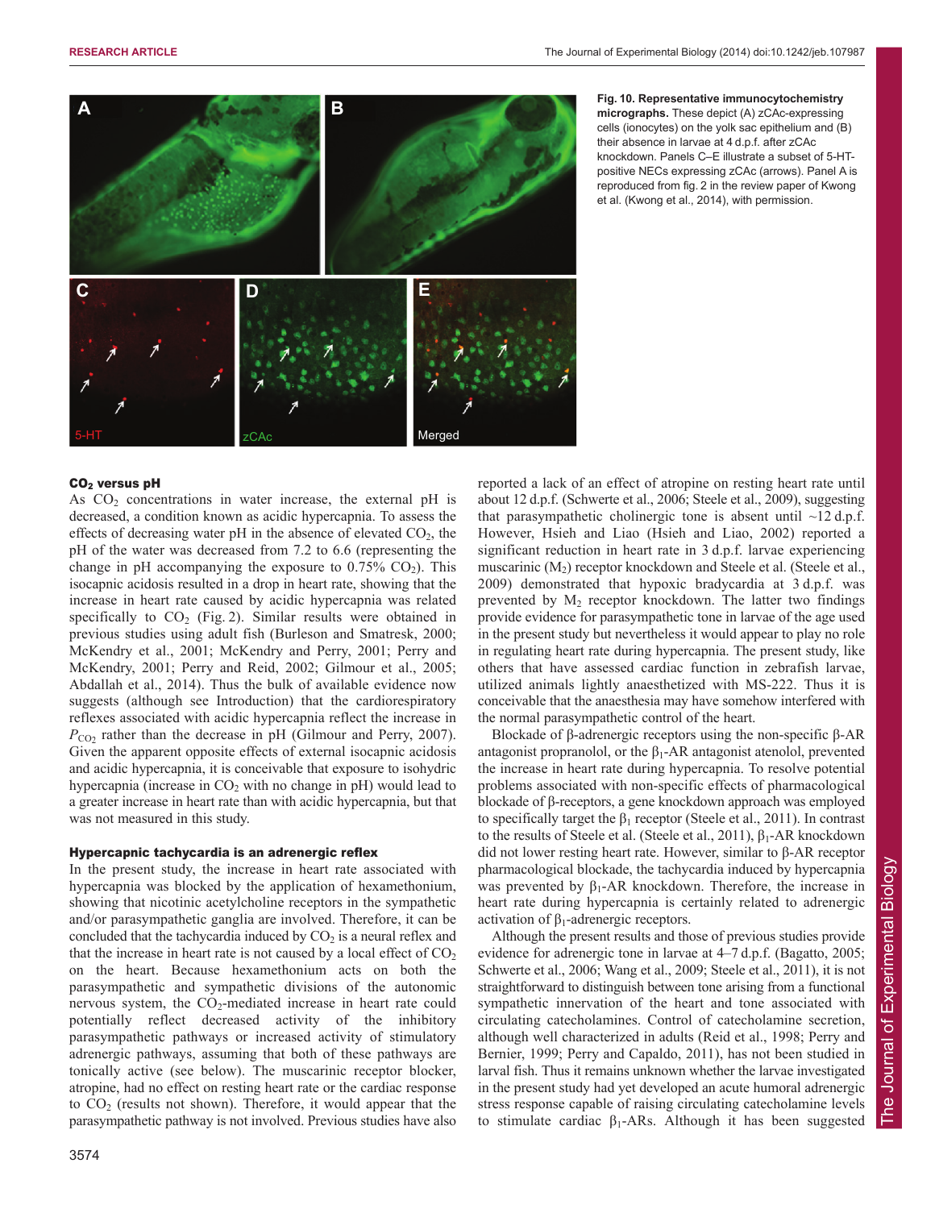**Fig. 10. Representative immunocytochemistry micrographs.** These depict (A) zCAc-expressing cells (ionocytes) on the yolk sac epithelium and (B) their absence in larvae at 4 d.p.f. after zCAc knockdown. Panels C–E illustrate a subset of 5-HT-positive NECs expressing zCAc (arrows). Panel A is reproduced from fig. 2 in the review paper of Kwong et al. (Kwong et al., 2014), with permission.

### $CO_2$ versus pH

As $CO_2$ concentrations in water increase, the external pH is decreased, a condition known as acidic hypercapnia. To assess the effects of decreasing water pH in the absence of elevated $CO_2$, the pH of the water was decreased from 7.2 to 6.6 (representing the change in pH accompanying the exposure to 0.75% $CO_2$). This isocapnic acidosis resulted in a drop in heart rate, showing that the increase in heart rate caused by acidic hypercapnia was related specifically to $CO_2$ (Fig. 2). Similar results were obtained in previous studies using adult fish (Burleson and Smatresk, 2000; McKendry et al., 2001; McKendry and Perry, 2001; Perry and McKendry, 2001; Perry and Reid, 2002; Gilmour et al., 2005; Abdallah et al., 2014). Thus the bulk of available evidence now suggests (although see Introduction) that the cardiorespiratory reflexes associated with acidic hypercapnia reflect the increase in $P_{CO_2}$ rather than the decrease in pH (Gilmour and Perry, 2007). Given the apparent opposite effects of external isocapnic acidosis and acidic hypercapnia, it is conceivable that exposure to isohydric hypercapnia (increase in $CO_2$ with no change in pH) would lead to a greater increase in heart rate than with acidic hypercapnia, but that was not measured in this study.

### Hypercapnic tachycardia is an adrenergic reflex

In the present study, the increase in heart rate associated with hypercapnia was blocked by the application of hexamethonium, showing that nicotinic acetylcholine receptors in the sympathetic and/or parasympathetic ganglia are involved. Therefore, it can be concluded that the tachycardia induced by $CO_2$ is a neural reflex and that the increase in heart rate is not caused by a local effect of $CO_2$ on the heart. Because hexamethonium acts on both the parasympathetic and sympathetic divisions of the autonomic nervous system, the $CO_2$-mediated increase in heart rate could potentially reflect decreased activity of the inhibitory parasympathetic pathways or increased activity of stimulatory adrenergic pathways, assuming that both of these pathways are tonically active (see below). The muscarinic receptor blocker, atropine, had no effect on resting heart rate or the cardiac response to $CO_2$ (results not shown). Therefore, it would appear that the parasympathetic pathway is not involved. Previous studies have also reported a lack of an effect of atropine on resting heart rate until about 12 d.p.f. (Schwerte et al., 2006; Steele et al., 2009), suggesting that parasympathetic cholinergic tone is absent until ~12 d.p.f. However, Hsieh and Liao (Hsieh and Liao, 2002) reported a significant reduction in heart rate in 3 d.p.f. larvae experiencing muscarinic ($M_2$) receptor knockdown and Steele et al. (Steele et al., 2009) demonstrated that hypoxic bradycardia at 3 d.p.f. was prevented by $M_2$ receptor knockdown. The latter two findings provide evidence for parasympathetic tone in larvae of the age used in the present study but nevertheless it would appear to play no role in regulating heart rate during hypercapnia. The present study, like others that have assessed cardiac function in zebrafish larvae, utilized animals lightly anaesthetized with MS-222. Thus it is conceivable that the anaesthesia may have somehow interfered with the normal parasympathetic control of the heart.

Blockade of β-adrenergic receptors using the non-specific β-AR antagonist propranolol, or the $\beta_1$-AR antagonist atenolol, prevented the increase in heart rate during hypercapnia. To resolve potential problems associated with non-specific effects of pharmacological blockade of β-receptors, a gene knockdown approach was employed to specifically target the $\beta_1$ receptor (Steele et al., 2011). In contrast to the results of Steele et al. (Steele et al., 2011), $\beta_1$-AR knockdown did not lower resting heart rate. However, similar to β-AR receptor pharmacological blockade, the tachycardia induced by hypercapnia was prevented by $\beta_1$-AR knockdown. Therefore, the increase in heart rate during hypercapnia is certainly related to adrenergic activation of $\beta_1$-adrenergic receptors.

Although the present results and those of previous studies provide evidence for adrenergic tone in larvae at 4–7 d.p.f. (Bagatto, 2005; Schwerte et al., 2006; Wang et al., 2009; Steele et al., 2011), it is not straightforward to distinguish between tone arising from a functional sympathetic innervation of the heart and tone associated with circulating catecholamines. Control of catecholamine secretion, although well characterized in adults (Reid et al., 1998; Perry and Bernier, 1999; Perry and Capaldo, 2011), has not been studied in larval fish. Thus it remains unknown whether the larvae investigated in the present study had yet developed an acute humoral adrenergic stress response capable of raising circulating catecholamine levels to stimulate cardiac $\beta_1$-ARs. Although it has been suggested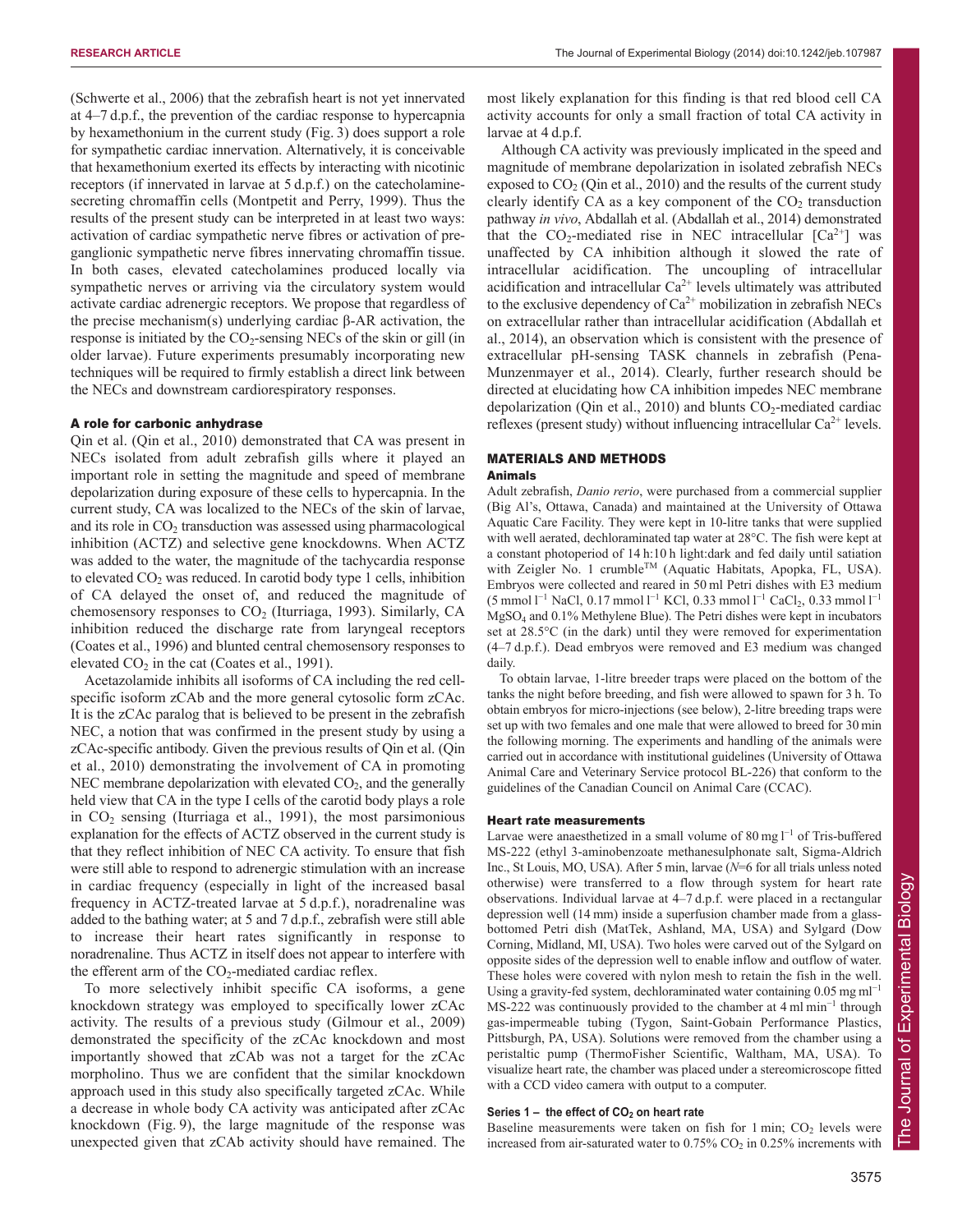(Schwerte et al., 2006) that the zebrafish heart is not yet innervated at 4–7 d.p.f., the prevention of the cardiac response to hypercapnia by hexamethonium in the current study (Fig. 3) does support a role for sympathetic cardiac innervation. Alternatively, it is conceivable that hexamethonium exerted its effects by interacting with nicotinic receptors (if innervated in larvae at 5 d.p.f.) on the catecholamine-secreting chromaffin cells (Montpetit and Perry, 1999). Thus the results of the present study can be interpreted in at least two ways: activation of cardiac sympathetic nerve fibres or activation of pre-ganglionic sympathetic nerve fibres innervating chromaffin tissue. In both cases, elevated catecholamines produced locally via sympathetic nerves or arriving via the circulatory system would activate cardiac adrenergic receptors. We propose that regardless of the precise mechanism(s) underlying cardiac β-AR activation, the response is initiated by the $CO_2$-sensing NECs of the skin or gill (in older larvae). Future experiments presumably incorporating new techniques will be required to firmly establish a direct link between the NECs and downstream cardiorespiratory responses.

### A role for carbonic anhydrase

Qin et al. (Qin et al., 2010) demonstrated that CA was present in NECs isolated from adult zebrafish gills where it played an important role in setting the magnitude and speed of membrane depolarization during exposure of these cells to hypercapnia. In the current study, CA was localized to the NECs of the skin of larvae, and its role in $CO_2$ transduction was assessed using pharmacological inhibition (ACTZ) and selective gene knockdowns. When ACTZ was added to the water, the magnitude of the tachycardia response to elevated $CO_2$ was reduced. In carotid body type 1 cells, inhibition of CA delayed the onset of, and reduced the magnitude of chemosensory responses to $CO_2$ (Iturriaga, 1993). Similarly, CA inhibition reduced the discharge rate from laryngeal receptors (Coates et al., 1996) and blunted central chemosensory responses to elevated $CO_2$ in the cat (Coates et al., 1991).

Acetazolamide inhibits all isoforms of CA including the red cell-specific isoform zCAb and the more general cytosolic form zCAc. It is the zCAc paralog that is believed to be present in the zebrafish NEC, a notion that was confirmed in the present study by using a zCAc-specific antibody. Given the previous results of Qin et al. (Qin et al., 2010) demonstrating the involvement of CA in promoting NEC membrane depolarization with elevated $CO_2$, and the generally held view that CA in the type I cells of the carotid body plays a role in $CO_2$ sensing (Iturriaga et al., 1991), the most parsimonious explanation for the effects of ACTZ observed in the current study is that they reflect inhibition of NEC CA activity. To ensure that fish were still able to respond to adrenergic stimulation with an increase in cardiac frequency (especially in light of the increased basal frequency in ACTZ-treated larvae at 5 d.p.f.), noradrenaline was added to the bathing water; at 5 and 7 d.p.f., zebrafish were still able to increase their heart rates significantly in response to noradrenaline. Thus ACTZ in itself does not appear to interfere with the efferent arm of the $CO_2$-mediated cardiac reflex.

To more selectively inhibit specific CA isoforms, a gene knockdown strategy was employed to specifically lower zCAc activity. The results of a previous study (Gilmour et al., 2009) demonstrated the specificity of the zCAc knockdown and most importantly showed that zCAb was not a target for the zCAc morpholino. Thus we are confident that the similar knockdown approach used in this study also specifically targeted zCAc. While a decrease in whole body CA activity was anticipated after zCAc knockdown (Fig. 9), the large magnitude of the response was unexpected given that zCAb activity should have remained. The most likely explanation for this finding is that red blood cell CA activity accounts for only a small fraction of total CA activity in larvae at 4 d.p.f.

Although CA activity was previously implicated in the speed and magnitude of membrane depolarization in isolated zebrafish NECs exposed to $CO_2$ (Qin et al., 2010) and the results of the current study clearly identify CA as a key component of the $CO_2$ transduction pathway *in vivo*, Abdallah et al. (Abdallah et al., 2014) demonstrated that the $CO_2$-mediated rise in NEC intracellular $[Ca^{2+}]$ was unaffected by CA inhibition although it slowed the rate of intracellular acidification. The uncoupling of intracellular acidification and intracellular $Ca^{2+}$ levels ultimately was attributed to the exclusive dependency of $Ca^{2+}$ mobilization in zebrafish NECs on extracellular rather than intracellular acidification (Abdallah et al., 2014), an observation which is consistent with the presence of extracellular pH-sensing TASK channels in zebrafish (Pena-Munzenmayer et al., 2014). Clearly, further research should be directed at elucidating how CA inhibition impedes NEC membrane depolarization (Qin et al., 2010) and blunts $CO_2$-mediated cardiac reflexes (present study) without influencing intracellular $Ca^{2+}$ levels.

## MATERIALS AND METHODS

### Animals

Adult zebrafish, *Danio rerio*, were purchased from a commercial supplier (Big Al's, Ottawa, Canada) and maintained at the University of Ottawa Aquatic Care Facility. They were kept in 10-litre tanks that were supplied with well aerated, dechloraminated tap water at 28°C. The fish were kept at a constant photoperiod of 14 h:10 h light:dark and fed daily until satiation with Zeigler No. 1 crumble™ (Aquatic Habitats, Apopka, FL, USA). Embryos were collected and reared in 50 ml Petri dishes with E3 medium (5 mmol $l^{-1}$ NaCl, 0.17 mmol $l^{-1}$ KCl, 0.33 mmol $l^{-1}$ $CaCl_2$, 0.33 mmol $l^{-1}$ $MgSO_4$ and 0.1% Methylene Blue). The Petri dishes were kept in incubators set at 28.5°C (in the dark) until they were removed for experimentation (4–7 d.p.f.). Dead embryos were removed and E3 medium was changed daily.

To obtain larvae, 1-litre breeder traps were placed on the bottom of the tanks the night before breeding, and fish were allowed to spawn for 3 h. To obtain embryos for micro-injections (see below), 2-litre breeding traps were set up with two females and one male that were allowed to breed for 30 min the following morning. The experiments and handling of the animals were carried out in accordance with institutional guidelines (University of Ottawa Animal Care and Veterinary Service protocol BL-226) that conform to the guidelines of the Canadian Council on Animal Care (CCAC).

### Heart rate measurements

Larvae were anaesthetized in a small volume of 80 mg $l^{-1}$ of Tris-buffered MS-222 (ethyl 3-aminobenzoate methanesulphonate salt, Sigma-Aldrich Inc., St Louis, MO, USA). After 5 min, larvae ($N$=6 for all trials unless noted otherwise) were transferred to a flow through system for heart rate observations. Individual larvae at 4–7 d.p.f. were placed in a rectangular depression well (14 mm) inside a superfusion chamber made from a glass-bottomed Petri dish (MatTek, Ashland, MA, USA) and Sylgard (Dow Corning, Midland, MI, USA). Two holes were carved out of the Sylgard on opposite sides of the depression well to enable inflow and outflow of water. These holes were covered with nylon mesh to retain the fish in the well. Using a gravity-fed system, dechloraminated water containing 0.05 mg $ml^{-1}$ MS-222 was continuously provided to the chamber at 4 ml $min^{-1}$ through gas-impermeable tubing (Tygon, Saint-Gobain Performance Plastics, Pittsburgh, PA, USA). Solutions were removed from the chamber using a peristaltic pump (ThermoFisher Scientific, Waltham, MA, USA). To visualize heart rate, the chamber was placed under a stereomicroscope fitted with a CCD video camera with output to a computer.

#### Series 1 – the effect of $CO_2$ on heart rate

Baseline measurements were taken on fish for 1 min; $CO_2$ levels were increased from air-saturated water to 0.75% $CO_2$ in 0.25% increments with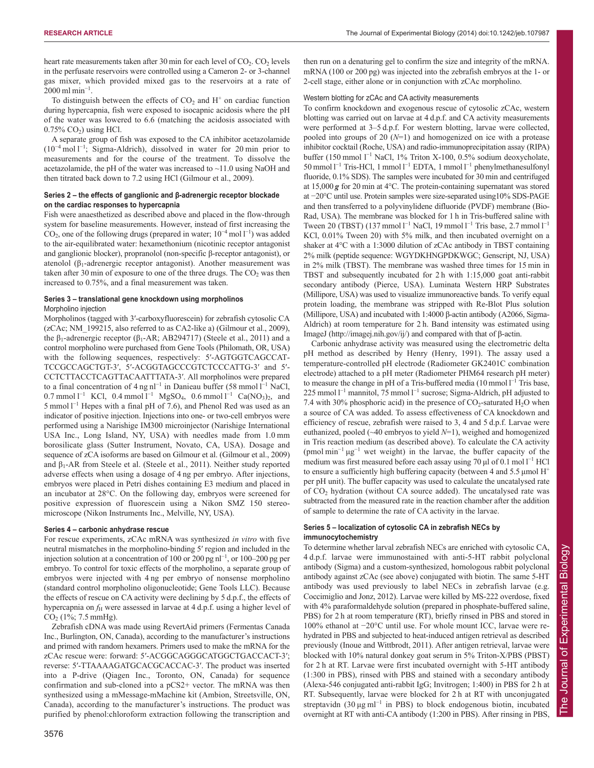heart rate measurements taken after 30 min for each level of $CO_2$. $CO_2$ levels in the perfusate reservoirs were controlled using a Cameron 2- or 3-channel gas mixer, which provided mixed gas to the reservoirs at a rate of $2000\ \mathrm{ml\ min^{-1}}$.

To distinguish between the effects of $CO_2$ and $H^+$ on cardiac function during hypercapnia, fish were exposed to isocapnic acidosis where the pH of the water was lowered to 6.6 (matching the acidosis associated with 0.75% $CO_2$) using HCl.

A separate group of fish was exposed to the CA inhibitor acetazolamide ($10^{-4}\ \mathrm{mol\ l^{-1}}$; Sigma-Aldrich), dissolved in water for 20 min prior to measurements and for the course of the treatment. To dissolve the acetazolamide, the pH of the water was increased to ~11.0 using NaOH and then titrated back down to 7.2 using HCl (Gilmour et al., 2009).

#### Series 2 – the effects of ganglionic and β-adrenergic receptor blockade on the cardiac responses to hypercapnia

Fish were anaesthetized as described above and placed in the flow-through system for baseline measurements. However, instead of first increasing the $CO_2$, one of the following drugs (prepared in water; $10^{-4}\ \mathrm{mol\ l^{-1}}$) was added to the air-equilibrated water: hexamethonium (nicotinic receptor antagonist and ganglionic blocker), propranolol (non-specific β-receptor antagonist), or atenolol ($\beta_1$-adrenergic receptor antagonist). Another measurement was taken after 30 min of exposure to one of the three drugs. The $CO_2$ was then increased to 0.75%, and a final measurement was taken.

#### Series 3 – translational gene knockdown using morpholinos

Morpholino injection

Morpholinos (tagged with 3′-carboxyfluorescein) for zebrafish cytosolic CA (zCAc; NM_199215, also referred to as CA2-like a) (Gilmour et al., 2009), the $\beta_1$-adrenergic receptor ($\beta_1$-AR; AB294717) (Steele et al., 2011) and a control morpholino were purchased from Gene Tools (Philomath, OR, USA) with the following sequences, respectively: 5′-AGTGGTCAGCCAT-TCCGCCAGCTGT-3′, 5′-ACGGTAGCCCGTCTCCCATTG-3′ and 5′-CCTCTTACCTCAGTTACAATTTATA-3′. All morpholinos were prepared to a final concentration of $4\ \mathrm{ng\ nl^{-1}}$ in Danieau buffer (58 mmol $\mathrm{l^{-1}}$ NaCl, 0.7 mmol $\mathrm{l^{-1}}$ KCl, 0.4 mmol $\mathrm{l^{-1}}$ $MgSO_4$, 0.6 mmol $\mathrm{l^{-1}}$ $Ca(NO_3)_2$, and 5 mmol $\mathrm{l^{-1}}$ Hepes with a final pH of 7.6), and Phenol Red was used as an indicator of positive injection. Injections into one- or two-cell embryos were performed using a Narishige IM300 microinjector (Narishige International USA Inc., Long Island, NY, USA) with needles made from 1.0 mm borosilicate glass (Sutter Instrument, Novato, CA, USA). Dosage and sequence of zCA isoforms are based on Gilmour et al. (Gilmour et al., 2009) and $\beta_1$-AR from Steele et al. (Steele et al., 2011). Neither study reported adverse effects when using a dosage of 4 ng per embryo. After injections, embryos were placed in Petri dishes containing E3 medium and placed in an incubator at 28°C. On the following day, embryos were screened for positive expression of fluorescein using a Nikon SMZ 150 stereomicroscope (Nikon Instruments Inc., Melville, NY, USA).

#### Series 4 – carbonic anhydrase rescue

For rescue experiments, zCAc mRNA was synthesized *in vitro* with five neutral mismatches in the morpholino-binding 5′ region and included in the injection solution at a concentration of 100 or 200 pg $\mathrm{nl^{-1}}$, or 100–200 pg per embryo. To control for toxic effects of the morpholino, a separate group of embryos were injected with 4 ng per embryo of nonsense morpholino (standard control morpholino oligonucleotide; Gene Tools LLC). Because the effects of rescue on CA activity were declining by 5 d.p.f., the effects of hypercapnia on $f_H$ were assessed in larvae at 4 d.p.f. using a higher level of $CO_2$ (1%; 7.5 mmHg).

Zebrafish cDNA was made using RevertAid primers (Fermentas Canada Inc., Burlington, ON, Canada), according to the manufacturer's instructions and primed with random hexamers. Primers used to make the mRNA for the zCAc rescue were: forward: 5′-ACGGCAGGGCATGGCTGACCACT-3′; reverse: 5′-TTAAAAGATGCACGCACCAC-3′. The product was inserted into a P-drive (Qiagen Inc., Toronto, ON, Canada) for sequence confirmation and sub-cloned into a pCS2+ vector. The mRNA was then synthesized using a mMessage-mMachine kit (Ambion, Streetsville, ON, Canada), according to the manufacturer's instructions. The product was purified by phenol:chloroform extraction following the transcription and then run on a denaturing gel to confirm the size and integrity of the mRNA. mRNA (100 or 200 pg) was injected into the zebrafish embryos at the 1- or 2-cell stage, either alone or in conjunction with zCAc morpholino.

Western blotting for zCAc and CA activity measurements

To confirm knockdown and exogenous rescue of cytosolic zCAc, western blotting was carried out on larvae at 4 d.p.f. and CA activity measurements were performed at 3–5 d.p.f. For western blotting, larvae were collected, pooled into groups of 20 ($N$=1) and homogenized on ice with a protease inhibitor cocktail (Roche, USA) and radio-immunoprecipitation assay (RIPA) buffer (150 mmol $\mathrm{l^{-1}}$ NaCl, 1% Triton X-100, 0.5% sodium deoxycholate, 50 mmol $\mathrm{l^{-1}}$ Tris-HCl, 1 mmol $\mathrm{l^{-1}}$ EDTA, 1 mmol $\mathrm{l^{-1}}$ phenylmethanesulfonyl fluoride, 0.1% SDS). The samples were incubated for 30 min and centrifuged at 15,000 ***g*** for 20 min at 4°C. The protein-containing supernatant was stored at −20°C until use. Protein samples were size-separated using10% SDS-PAGE and then transferred to a polyvinylidene difluoride (PVDF) membrane (Bio-Rad, USA). The membrane was blocked for 1 h in Tris-buffered saline with Tween 20 (TBST) (137 mmol $\mathrm{l^{-1}}$ NaCl, 19 mmol $\mathrm{l^{-1}}$ Tris base, 2.7 mmol $\mathrm{l^{-1}}$ KCl, 0.01% Tween 20) with 5% milk, and then incubated overnight on a shaker at 4°C with a 1:3000 dilution of zCAc antibody in TBST containing 2% milk (peptide sequence: WGYDKHNGPDKWGC; Genscript, NJ, USA) in 2% milk (TBST). The membrane was washed three times for 15 min in TBST and subsequently incubated for 2 h with 1:15,000 goat anti-rabbit secondary antibody (Pierce, USA). Luminata Western HRP Substrates (Millipore, USA) was used to visualize immunoreactive bands. To verify equal protein loading, the membrane was stripped with Re-Blot Plus solution (Millipore, USA) and incubated with 1:4000 β-actin antibody (A2066, Sigma-Aldrich) at room temperature for 2 h. Band intensity was estimated using ImageJ (http://imagej.nih.gov/ij/) and compared with that of β-actin.

Carbonic anhydrase activity was measured using the electrometric delta pH method as described by Henry (Henry, 1991). The assay used a temperature-controlled pH electrode (Radiometer GK2401C combination electrode) attached to a pH meter (Radiometer PHM64 research pH meter) to measure the change in pH of a Tris-buffered media (10 mmol $\mathrm{l^{-1}}$ Tris base, 225 mmol $\mathrm{l^{-1}}$ mannitol, 75 mmol $\mathrm{l^{-1}}$ sucrose; Sigma-Aldrich, pH adjusted to 7.4 with 30% phosphoric acid) in the presence of $CO_2$-saturated $H_2O$ when a source of CA was added. To assess effectiveness of CA knockdown and efficiency of rescue, zebrafish were raised to 3, 4 and 5 d.p.f. Larvae were euthanized, pooled (~40 embryos to yield $N$=1), weighed and homogenized in Tris reaction medium (as described above). To calculate the CA activity ($\mathrm{pmol\ min^{-1}\ \mu g^{-1}}$ wet weight) in the larvae, the buffer capacity of the medium was first measured before each assay using 70 µl of 0.1 mol $\mathrm{l^{-1}}$ HCl to ensure a sufficiently high buffering capacity (between 4 and 5.5 µmol $H^+$ per pH unit). The buffer capacity was used to calculate the uncatalysed rate of $CO_2$ hydration (without CA source added). The uncatalysed rate was subtracted from the measured rate in the reaction chamber after the addition of sample to determine the rate of CA activity in the larvae.

#### Series 5 – localization of cytosolic CA in zebrafish NECs by immunocytochemistry

To determine whether larval zebrafish NECs are enriched with cytosolic CA, 4 d.p.f. larvae were immunostained with anti-5-HT rabbit polyclonal antibody (Sigma) and a custom-synthesized, homologous rabbit polyclonal antibody against zCAc (see above) conjugated with biotin. The same 5-HT antibody was used previously to label NECs in zebrafish larvae (e.g. Coccimiglio and Jonz, 2012). Larvae were killed by MS-222 overdose, fixed with 4% paraformaldehyde solution (prepared in phosphate-buffered saline, PBS) for 2 h at room temperature (RT), briefly rinsed in PBS and stored in 100% ethanol at −20°C until use. For whole mount ICC, larvae were re-hydrated in PBS and subjected to heat-induced antigen retrieval as described previously (Inoue and Wittbrodt, 2011). After antigen retrieval, larvae were blocked with 10% natural donkey goat serum in 5% Triton-X/PBS (PBST) for 2 h at RT. Larvae were first incubated overnight with 5-HT antibody (1:300 in PBS), rinsed with PBS and stained with a secondary antibody (Alexa-546 conjugated anti-rabbit IgG; Invitrogen; 1:400) in PBS for 2 h at RT. Subsequently, larvae were blocked for 2 h at RT with unconjugated streptavidin ($30\ \mathrm{\mu g\ ml^{-1}}$ in PBS) to block endogenous biotin, incubated overnight at RT with anti-CA antibody (1:200 in PBS). After rinsing in PBS,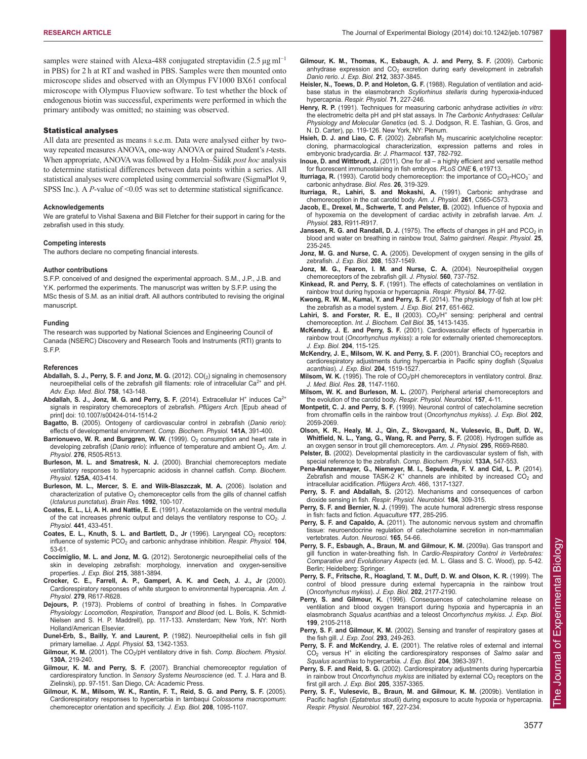samples were stained with Alexa-488 conjugated streptavidin (2.5 μg ml$^{-1}$ in PBS) for 2 h at RT and washed in PBS. Samples were then mounted onto microscope slides and observed with an Olympus FV1000 BX61 confocal microscope with Olympus Fluoview software. To test whether the block of endogenous biotin was successful, experiments were performed in which the primary antibody was omitted; no staining was observed.

## Statistical analyses

All data are presented as means ± s.e.m. Data were analysed either by two-way repeated measures ANOVA, one-way ANOVA or paired Student's *t*-tests. When appropriate, ANOVA was followed by a Holm–Šidák *post hoc* analysis to determine statistical differences between data points within a series. All statistical analyses were completed using commercial software (SigmaPlot 9, SPSS Inc.). A *P*-value of <0.05 was set to determine statistical significance.

#### Acknowledgements

We are grateful to Vishal Saxena and Bill Fletcher for their support in caring for the zebrafish used in this study.

#### Competing interests

The authors declare no competing financial interests.

#### Author contributions

S.F.P. conceived of and designed the experimental approach. S.M., J.P., J.B. and Y.K. performed the experiments. The manuscript was written by S.F.P. using the MSc thesis of S.M. as an initial draft. All authors contributed to revising the original manuscript.

#### Funding

The research was supported by National Sciences and Engineering Council of Canada (NSERC) Discovery and Research Tools and Instruments (RTI) grants to S.F.P.

#### References

**Abdallah, S. J., Perry, S. F. and Jonz, M. G.** (2012). $CO_{(2)}$ signaling in chemosensory neuroepithelial cells of the zebrafish gill filaments: role of intracellular $Ca^{2+}$ and pH. *Adv. Exp. Med. Biol.* **758**, 143-148.

**Abdallah, S. J., Jonz, M. G. and Perry, S. F.** (2014). Extracellular $H^+$ induces $Ca^{2+}$ signals in respiratory chemoreceptors of zebrafish. *Pflügers Arch.* [Epub ahead of print] doi: 10.1007/s00424-014-1514-2

**Bagatto, B.** (2005). Ontogeny of cardiovascular control in zebrafish (*Danio rerio*): effects of developmental environment. *Comp. Biochem. Physiol.* **141A**, 391-400.

**Barrionuevo, W. R. and Burggren, W. W.** (1999). $O_2$ consumption and heart rate in developing zebrafish (*Danio rerio*): influence of temperature and ambient $O_2$. *Am. J. Physiol.* **276**, R505-R513.

**Burleson, M. L. and Smatresk, N. J.** (2000). Branchial chemoreceptors mediate ventilatory responses to hypercapnic acidosis in channel catfish. *Comp. Biochem. Physiol.* **125A**, 403-414.

**Burleson, M. L., Mercer, S. E. and Wilk-Blaszczak, M. A.** (2006). Isolation and characterization of putative $O_2$ chemoreceptor cells from the gills of channel catfish (*Ictalurus punctatus*). *Brain Res.* **1092**, 100-107.

**Coates, E. L., Li, A. H. and Nattie, E. E.** (1991). Acetazolamide on the ventral medulla of the cat increases phrenic output and delays the ventilatory response to $CO_2$. *J. Physiol.* **441**, 433-451.

**Coates, E. L., Knuth, S. L. and Bartlett, D., Jr** (1996). Laryngeal $CO_2$ receptors: influence of systemic $PCO_2$ and carbonic anhydrase inhibition. *Respir. Physiol.* **104**, 53-61.

**Coccimiglio, M. L. and Jonz, M. G.** (2012). Serotonergic neuroepithelial cells of the skin in developing zebrafish: morphology, innervation and oxygen-sensitive properties. *J. Exp. Biol.* **215**, 3881-3894.

**Crocker, C. E., Farrell, A. P., Gamperl, A. K. and Cech, J. J., Jr** (2000). Cardiorespiratory responses of white sturgeon to environmental hypercapnia. *Am. J. Physiol.* **279**, R617-R628.

**Dejours, P.** (1973). Problems of control of breathing in fishes. In *Comparative Physiology: Locomotion, Respiration, Transport and Blood* (ed. L. Bolis, K. Schmidt-Nielsen and S. H. P. Maddrell), pp. 117-133. Amsterdam; New York, NY: North Holland/American Elsevier.

**Dunel-Erb, S., Bailly, Y. and Laurent, P.** (1982). Neuroepithelial cells in fish gill primary lamellae. *J. Appl. Physiol.* **53**, 1342-1353.

**Gilmour, K. M.** (2001). The $CO_2$/pH ventilatory drive in fish. *Comp. Biochem. Physiol.* **130A**, 219-240.

**Gilmour, K. M. and Perry, S. F.** (2007). Branchial chemoreceptor regulation of cardiorespiratory function. In *Sensory Systems Neuroscience* (ed. T. J. Hara and B. Zielinski), pp. 97-151. San Diego, CA: Academic Press.

**Gilmour, K. M., Milsom, W. K., Rantin, F. T., Reid, S. G. and Perry, S. F.** (2005). Cardiorespiratory responses to hypercarbia in tambaqui *Colossoma macropomum*: chemoreceptor orientation and specificity. *J. Exp. Biol.* **208**, 1095-1107.

**Gilmour, K. M., Thomas, K., Esbaugh, A. J. and Perry, S. F.** (2009). Carbonic anhydrase expression and $CO_2$ excretion during early development in zebrafish *Danio rerio*. *J. Exp. Biol.* **212**, 3837-3845.

**Heisler, N., Toews, D. P. and Holeton, G. F.** (1988). Regulation of ventilation and acid-base status in the elasmobranch *Scyliorhinus stellaris* during hyperoxia-induced hypercapnia. *Respir. Physiol.* **71**, 227-246.

**Henry, R. P.** (1991). Techniques for measuring carbonic anhydrase activities *in vitro*: the electrometric delta pH and pH stat assays. In *The Carbonic Anhydrases: Cellular Physiology and Molecular Genetics* (ed. S. J. Dodgson, R. E. Tashian, G. Gros, and N. D. Carter), pp. 119-126. New York, NY: Plenum.

**Hsieh, D. J. and Liao, C. F.** (2002). Zebrafish $M_2$ muscarinic acetylcholine receptor: cloning, pharmacological characterization, expression patterns and roles in embryonic bradycardia. *Br. J. Pharmacol.* **137**, 782-792.

**Inoue, D. and Wittbrodt, J.** (2011). One for all – a highly efficient and versatile method for fluorescent immunostaining in fish embryos. *PLoS ONE* **6**, e19713.

**Iturriaga, R.** (1993). Carotid body chemoreception: the importance of $CO_2$-$HCO_3^-$ and carbonic anhydrase. *Biol. Res.* **26**, 319-329.

**Iturriaga, R., Lahiri, S. and Mokashi, A.** (1991). Carbonic anhydrase and chemoreception in the cat carotid body. *Am. J. Physiol.* **261**, C565-C573.

**Jacob, E., Drexel, M., Schwerte, T. and Pelster, B.** (2002). Influence of hypoxia and of hypoxemia on the development of cardiac activity in zebrafish larvae. *Am. J. Physiol.* **283**, R911-R917.

**Janssen, R. G. and Randall, D. J.** (1975). The effects of changes in pH and $PCO_2$ in blood and water on breathing in rainbow trout, *Salmo gairdneri*. *Respir. Physiol.* **25**, 235-245.

**Jonz, M. G. and Nurse, C. A.** (2005). Development of oxygen sensing in the gills of zebrafish. *J. Exp. Biol.* **208**, 1537-1549.

**Jonz, M. G., Fearon, I. M. and Nurse, C. A.** (2004). Neuroepithelial oxygen chemoreceptors of the zebrafish gill. *J. Physiol.* **560**, 737-752.

**Kinkead, R. and Perry, S. F.** (1991). The effects of catecholamines on ventilation in rainbow trout during hypoxia or hypercapnia. *Respir. Physiol.* **84**, 77-92.

**Kwong, R. W. M., Kumai, Y. and Perry, S. F.** (2014). The physiology of fish at low pH: the zebrafish as a model system. *J. Exp. Biol.* **217**, 651-662.

**Lahiri, S. and Forster, R. E., II** (2003). $CO_2$/$H^+$ sensing: peripheral and central chemoreception. *Int. J. Biochem. Cell Biol.* **35**, 1413-1435.

**McKendry, J. E. and Perry, S. F.** (2001). Cardiovascular effects of hypercarbia in rainbow trout (*Oncorhynchus mykiss*): a role for externally oriented chemoreceptors. *J. Exp. Biol.* **204**, 115-125.

**McKendry, J. E., Milsom, W. K. and Perry, S. F.** (2001). Branchial $CO_2$ receptors and cardiorespiratory adjustments during hypercarbia in Pacific spiny dogfish (*Squalus acanthias*). *J. Exp. Biol.* **204**, 1519-1527.

**Milsom, W. K.** (1995). The role of $CO_2$/pH chemoreceptors in ventilatory control. *Braz. J. Med. Biol. Res.* **28**, 1147-1160.

**Milsom, W. K. and Burleson, M. L.** (2007). Peripheral arterial chemoreceptors and the evolution of the carotid body. *Respir. Physiol. Neurobiol.* **157**, 4-11.

**Montpetit, C. J. and Perry, S. F.** (1999). Neuronal control of catecholamine secretion from chromaffin cells in the rainbow trout (*Oncorhynchus mykiss*). *J. Exp. Biol.* **202**, 2059-2069.

**Olson, K. R., Healy, M. J., Qin, Z., Skovgaard, N., Vulesevic, B., Duff, D. W., Whitfield, N. L., Yang, G., Wang, R. and Perry, S. F.** (2008). Hydrogen sulfide as an oxygen sensor in trout gill chemoreceptors. *Am. J. Physiol.* **295**, R669-R680.

**Pelster, B.** (2002). Developmental plasticity in the cardiovascular system of fish, with special reference to the zebrafish. *Comp. Biochem. Physiol.* **133A**, 547-553.

**Pena-Munzenmayer, G., Niemeyer, M. I., Sepulveda, F. V. and Cid, L. P.** (2014). Zebrafish and mouse TASK-2 $K^+$ channels are inhibited by increased $CO_2$ and intracellular acidification. *Pflügers Arch.* 466, 1317-1327.

**Perry, S. F. and Abdallah, S.** (2012). Mechanisms and consequences of carbon dioxide sensing in fish. *Respir. Physiol. Neurobiol.* **184**, 309-315.

**Perry, S. F. and Bernier, N. J.** (1999). The acute humoral adrenergic stress response in fish: facts and fiction. *Aquaculture* **177**, 285-295.

**Perry, S. F. and Capaldo, A.** (2011). The autonomic nervous system and chromaffin tissue: neuroendocrine regulation of catecholamine secretion in non-mammalian vertebrates. *Auton. Neurosci.* **165**, 54-66.

**Perry, S. F., Esbaugh, A., Braun, M. and Gilmour, K. M.** (2009a). Gas transport and gill function in water-breathing fish. In *Cardio-Respiratory Control in Vertebrates: Comparative and Evolutionary Aspects* (ed. M. L. Glass and S. C. Wood), pp. 5-42. Berlin; Heidelberg: Springer.

**Perry, S. F., Fritsche, R., Hoagland, T. M., Duff, D. W. and Olson, K. R.** (1999). The control of blood pressure during external hypercapnia in the rainbow trout (*Oncorhynchus mykiss*). *J. Exp. Biol.* **202**, 2177-2190.

**Perry, S. and Gilmour, K.** (1996). Consequences of catecholamine release on ventilation and blood oxygen transport during hypoxia and hypercapnia in an elasmobranch *Squalus acanthias* and a teleost *Oncorhynchus mykiss*. *J. Exp. Biol.* **199**, 2105-2118.

**Perry, S. F. and Gilmour, K. M.** (2002). Sensing and transfer of respiratory gases at the fish gill. *J. Exp. Zool.* **293**, 249-263.

**Perry, S. F. and McKendry, J. E.** (2001). The relative roles of external and internal $CO_2$ versus $H^+$ in eliciting the cardiorespiratory responses of *Salmo salar* and *Squalus acanthias* to hypercarbia. *J. Exp. Biol.* **204**, 3963-3971.

**Perry, S. F. and Reid, S. G.** (2002). Cardiorespiratory adjustments during hypercarbia in rainbow trout *Oncorhynchus mykiss* are initiated by external $CO_2$ receptors on the first gill arch. *J. Exp. Biol.* **205**, 3357-3365.

**Perry, S. F., Vulesevic, B., Braun, M. and Gilmour, K. M.** (2009b). Ventilation in Pacific hagfish (*Eptatretus stoutii*) during exposure to acute hypoxia or hypercapnia. *Respir. Physiol. Neurobiol.* **167**, 227-234.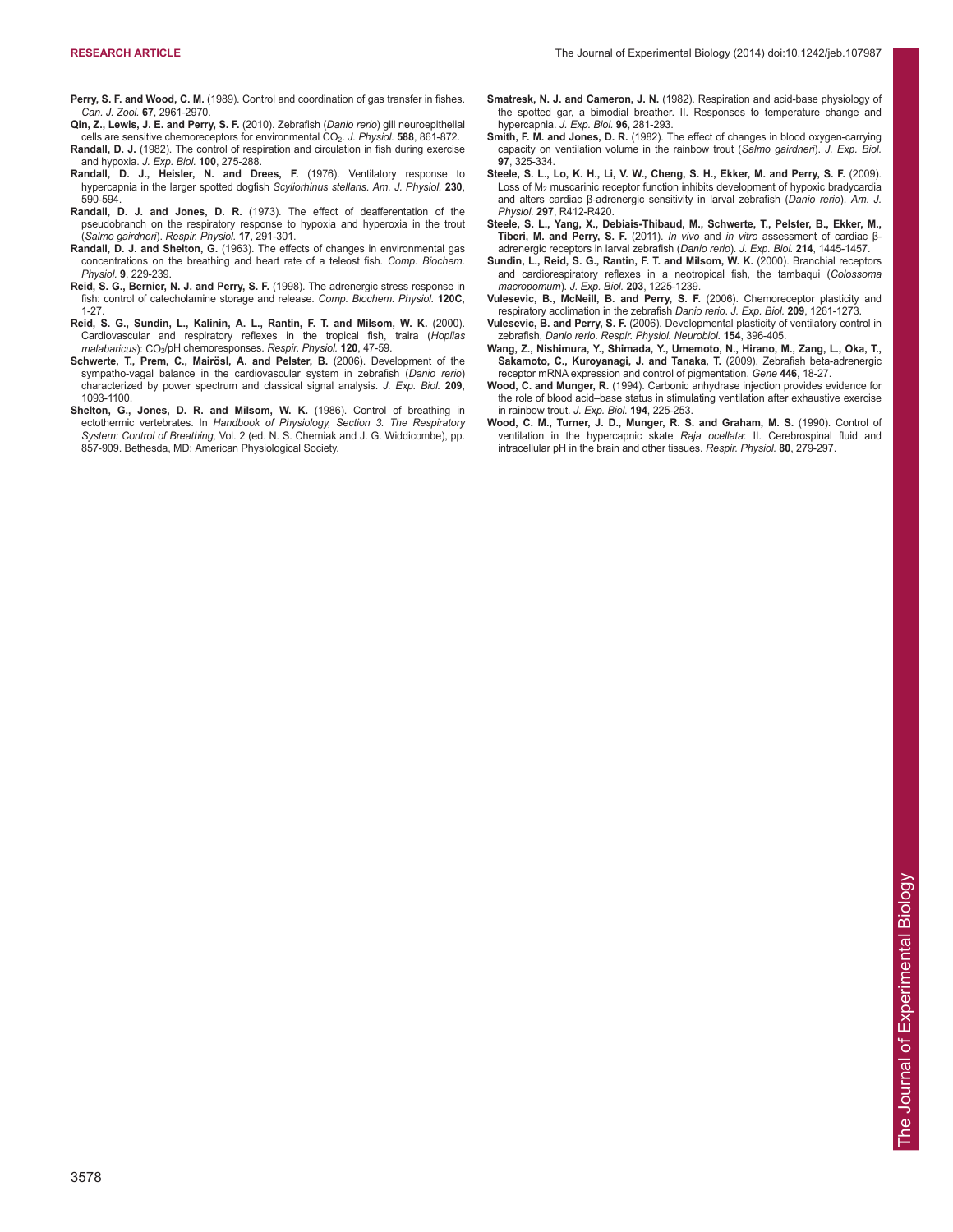**Perry, S. F. and Wood, C. M.** (1989). Control and coordination of gas transfer in fishes. *Can. J. Zool.* **67**, 2961-2970.

**Qin, Z., Lewis, J. E. and Perry, S. F.** (2010). Zebrafish (*Danio rerio*) gill neuroepithelial cells are sensitive chemoreceptors for environmental $CO_2$. *J. Physiol.* **588**, 861-872.

**Randall, D. J.** (1982). The control of respiration and circulation in fish during exercise and hypoxia. *J. Exp. Biol.* **100**, 275-288.

**Randall, D. J., Heisler, N. and Drees, F.** (1976). Ventilatory response to hypercapnia in the larger spotted dogfish *Scyliorhinus stellaris*. *Am. J. Physiol.* **230**, 590-594.

**Randall, D. J. and Jones, D. R.** (1973). The effect of deafferentation of the pseudobranch on the respiratory response to hypoxia and hyperoxia in the trout (*Salmo gairdneri*). *Respir. Physiol.* **17**, 291-301.

**Randall, D. J. and Shelton, G.** (1963). The effects of changes in environmental gas concentrations on the breathing and heart rate of a teleost fish. *Comp. Biochem. Physiol.* **9**, 229-239.

**Reid, S. G., Bernier, N. J. and Perry, S. F.** (1998). The adrenergic stress response in fish: control of catecholamine storage and release. *Comp. Biochem. Physiol.* **120C**, 1-27.

**Reid, S. G., Sundin, L., Kalinin, A. L., Rantin, F. T. and Milsom, W. K.** (2000). Cardiovascular and respiratory reflexes in the tropical fish, traira (*Hoplias malabaricus*): $CO_2$/pH chemoresponses. *Respir. Physiol.* **120**, 47-59.

**Schwerte, T., Prem, C., Mairösl, A. and Pelster, B.** (2006). Development of the sympatho-vagal balance in the cardiovascular system in zebrafish (*Danio rerio*) characterized by power spectrum and classical signal analysis. *J. Exp. Biol.* **209**, 1093-1100.

**Shelton, G., Jones, D. R. and Milsom, W. K.** (1986). Control of breathing in ectothermic vertebrates. In *Handbook of Physiology, Section 3. The Respiratory System: Control of Breathing*, Vol. 2 (ed. N. S. Cherniak and J. G. Widdicombe), pp. 857-909. Bethesda, MD: American Physiological Society.

**Smatresk, N. J. and Cameron, J. N.** (1982). Respiration and acid-base physiology of the spotted gar, a bimodial breather. II. Responses to temperature change and hypercapnia. *J. Exp. Biol.* **96**, 281-293.

**Smith, F. M. and Jones, D. R.** (1982). The effect of changes in blood oxygen-carrying capacity on ventilation volume in the rainbow trout (*Salmo gairdneri*). *J. Exp. Biol.* **97**, 325-334.

**Steele, S. L., Lo, K. H., Li, V. W., Cheng, S. H., Ekker, M. and Perry, S. F.** (2009). Loss of $M_2$ muscarinic receptor function inhibits development of hypoxic bradycardia and alters cardiac β-adrenergic sensitivity in larval zebrafish (*Danio rerio*). *Am. J. Physiol.* **297**, R412-R420.

**Steele, S. L., Yang, X., Debiais-Thibaud, M., Schwerte, T., Pelster, B., Ekker, M., Tiberi, M. and Perry, S. F.** (2011). *In vivo* and *in vitro* assessment of cardiac β-adrenergic receptors in larval zebrafish (*Danio rerio*). *J. Exp. Biol.* **214**, 1445-1457.

**Sundin, L., Reid, S. G., Rantin, F. T. and Milsom, W. K.** (2000). Branchial receptors and cardiorespiratory reflexes in a neotropical fish, the tambaqui (*Colossoma macropomum*). *J. Exp. Biol.* **203**, 1225-1239.

**Vulesevic, B., McNeill, B. and Perry, S. F.** (2006). Chemoreceptor plasticity and respiratory acclimation in the zebrafish *Danio rerio*. *J. Exp. Biol.* **209**, 1261-1273.

**Vulesevic, B. and Perry, S. F.** (2006). Developmental plasticity of ventilatory control in zebrafish, *Danio rerio*. *Respir. Physiol. Neurobiol.* **154**, 396-405.

**Wang, Z., Nishimura, Y., Shimada, Y., Umemoto, N., Hirano, M., Zang, L., Oka, T., Sakamoto, C., Kuroyanagi, J. and Tanaka, T.** (2009). Zebrafish beta-adrenergic receptor mRNA expression and control of pigmentation. *Gene* **446**, 18-27.

**Wood, C. and Munger, R.** (1994). Carbonic anhydrase injection provides evidence for the role of blood acid–base status in stimulating ventilation after exhaustive exercise in rainbow trout. *J. Exp. Biol.* **194**, 225-253.

**Wood, C. M., Turner, J. D., Munger, R. S. and Graham, M. S.** (1990). Control of ventilation in the hypercapnic skate *Raja ocellata*: II. Cerebrospinal fluid and intracellular pH in the brain and other tissues. *Respir. Physiol.* **80**, 279-297.